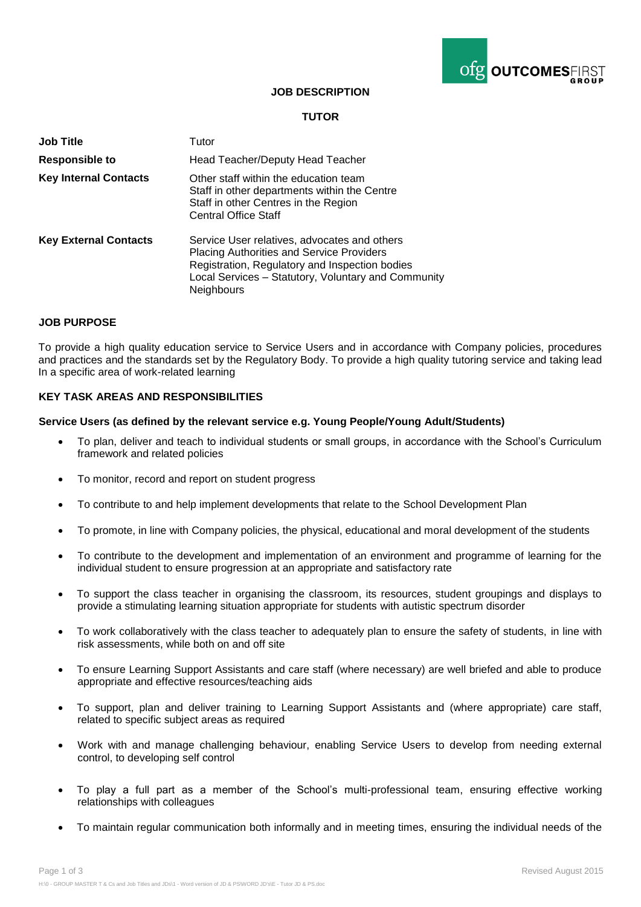**JOB DESCRIPTION**

**TUTOR**

| | |
|---|---|
| **Job Title** | Tutor |
| **Responsible to** | Head Teacher/Deputy Head Teacher |
| **Key Internal Contacts** | Other staff within the education team<br>Staff in other departments within the Centre<br>Staff in other Centres in the Region<br>Central Office Staff |
| **Key External Contacts** | Service User relatives, advocates and others<br>Placing Authorities and Service Providers<br>Registration, Regulatory and Inspection bodies<br>Local Services – Statutory, Voluntary and Community<br>Neighbours |

## JOB PURPOSE

To provide a high quality education service to Service Users and in accordance with Company policies, procedures and practices and the standards set by the Regulatory Body. To provide a high quality tutoring service and taking lead In a specific area of work-related learning

## KEY TASK AREAS AND RESPONSIBILITIES

### Service Users (as defined by the relevant service e.g. Young People/Young Adult/Students)

- To plan, deliver and teach to individual students or small groups, in accordance with the School's Curriculum framework and related policies
- To monitor, record and report on student progress
- To contribute to and help implement developments that relate to the School Development Plan
- To promote, in line with Company policies, the physical, educational and moral development of the students
- To contribute to the development and implementation of an environment and programme of learning for the individual student to ensure progression at an appropriate and satisfactory rate
- To support the class teacher in organising the classroom, its resources, student groupings and displays to provide a stimulating learning situation appropriate for students with autistic spectrum disorder
- To work collaboratively with the class teacher to adequately plan to ensure the safety of students, in line with risk assessments, while both on and off site
- To ensure Learning Support Assistants and care staff (where necessary) are well briefed and able to produce appropriate and effective resources/teaching aids
- To support, plan and deliver training to Learning Support Assistants and (where appropriate) care staff, related to specific subject areas as required
- Work with and manage challenging behaviour, enabling Service Users to develop from needing external control, to developing self control
- To play a full part as a member of the School's multi-professional team, ensuring effective working relationships with colleagues
- To maintain regular communication both informally and in meeting times, ensuring the individual needs of the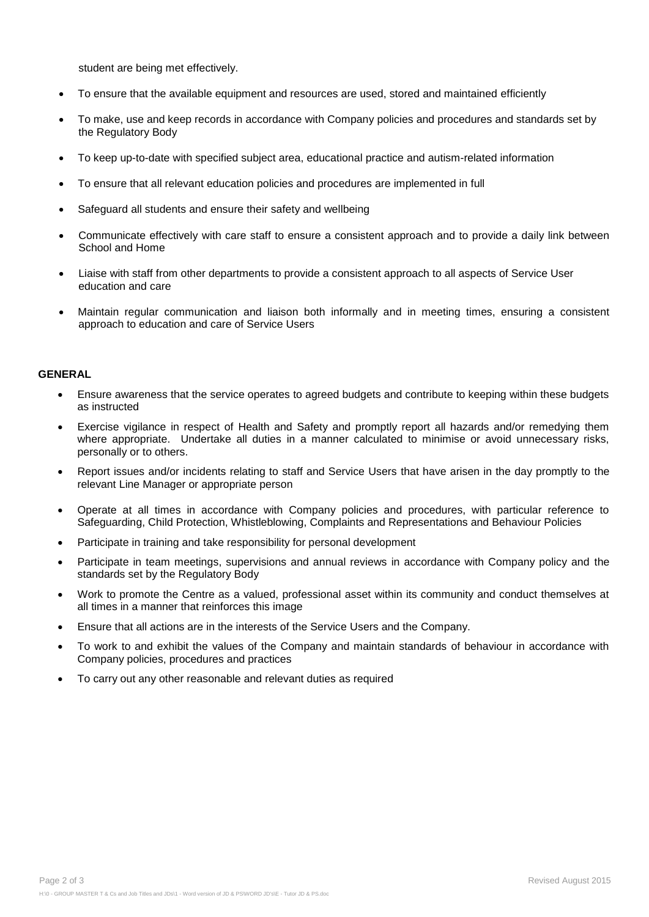student are being met effectively.

- To ensure that the available equipment and resources are used, stored and maintained efficiently
- To make, use and keep records in accordance with Company policies and procedures and standards set by the Regulatory Body
- To keep up-to-date with specified subject area, educational practice and autism-related information
- To ensure that all relevant education policies and procedures are implemented in full
- Safeguard all students and ensure their safety and wellbeing
- Communicate effectively with care staff to ensure a consistent approach and to provide a daily link between School and Home
- Liaise with staff from other departments to provide a consistent approach to all aspects of Service User education and care
- Maintain regular communication and liaison both informally and in meeting times, ensuring a consistent approach to education and care of Service Users

**GENERAL**

- Ensure awareness that the service operates to agreed budgets and contribute to keeping within these budgets as instructed
- Exercise vigilance in respect of Health and Safety and promptly report all hazards and/or remedying them where appropriate. Undertake all duties in a manner calculated to minimise or avoid unnecessary risks, personally or to others.
- Report issues and/or incidents relating to staff and Service Users that have arisen in the day promptly to the relevant Line Manager or appropriate person
- Operate at all times in accordance with Company policies and procedures, with particular reference to Safeguarding, Child Protection, Whistleblowing, Complaints and Representations and Behaviour Policies
- Participate in training and take responsibility for personal development
- Participate in team meetings, supervisions and annual reviews in accordance with Company policy and the standards set by the Regulatory Body
- Work to promote the Centre as a valued, professional asset within its community and conduct themselves at all times in a manner that reinforces this image
- Ensure that all actions are in the interests of the Service Users and the Company.
- To work to and exhibit the values of the Company and maintain standards of behaviour in accordance with Company policies, procedures and practices
- To carry out any other reasonable and relevant duties as required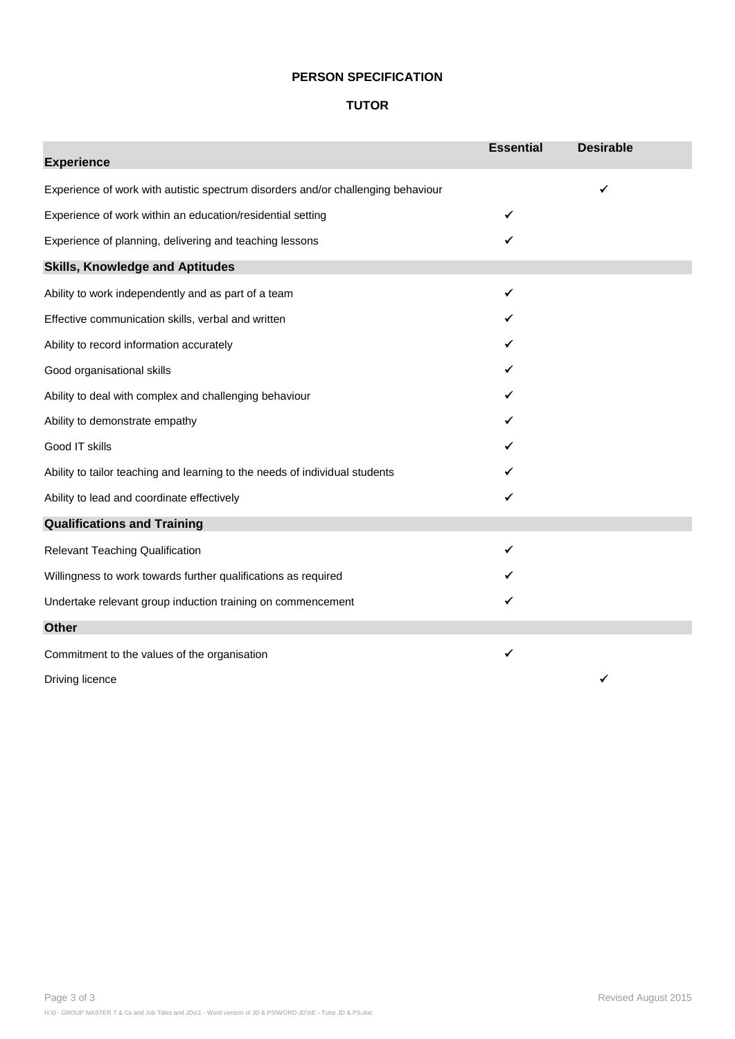**PERSON SPECIFICATION**

**TUTOR**

| **Experience** | **Essential** | **Desirable** |
|---|---|---|
| Experience of work with autistic spectrum disorders and/or challenging behaviour | | ✓ |
| Experience of work within an education/residential setting | ✓ | |
| Experience of planning, delivering and teaching lessons | ✓ | |
| **Skills, Knowledge and Aptitudes** | | |
| Ability to work independently and as part of a team | ✓ | |
| Effective communication skills, verbal and written | ✓ | |
| Ability to record information accurately | ✓ | |
| Good organisational skills | ✓ | |
| Ability to deal with complex and challenging behaviour | ✓ | |
| Ability to demonstrate empathy | ✓ | |
| Good IT skills | ✓ | |
| Ability to tailor teaching and learning to the needs of individual students | ✓ | |
| Ability to lead and coordinate effectively | ✓ | |
| **Qualifications and Training** | | |
| Relevant Teaching Qualification | ✓ | |
| Willingness to work towards further qualifications as required | ✓ | |
| Undertake relevant group induction training on commencement | ✓ | |
| **Other** | | |
| Commitment to the values of the organisation | ✓ | |
| Driving licence | | ✓ |

Revised August 2015

H:\0 - GROUP MASTER T & Cs and Job Titles and JDs\1 - Word version of JD & PS\WORD JD's\E - Tutor JD & PS.doc